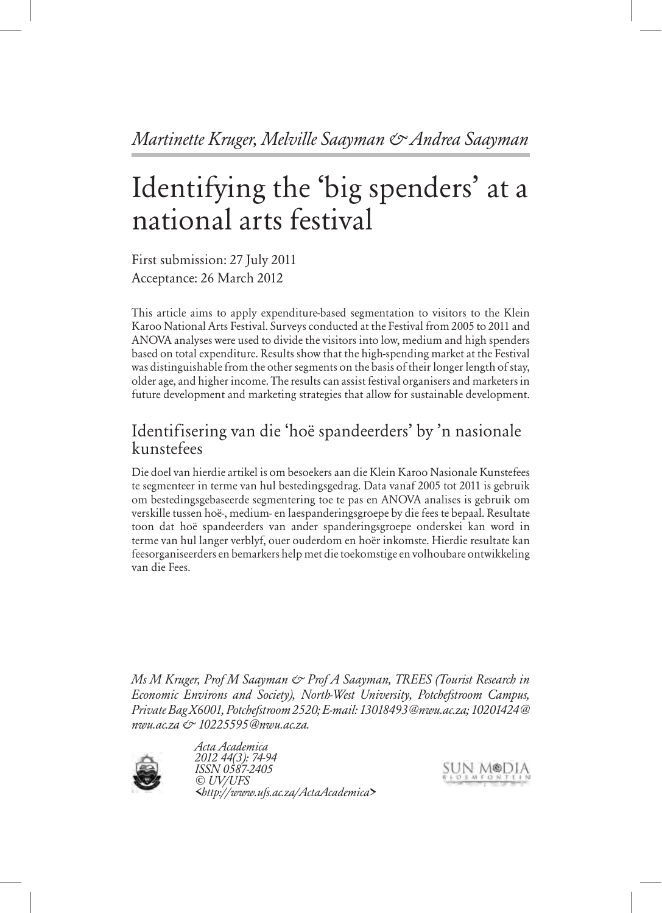*Martinette Kruger, Melville Saayman & Andrea Saayman*

# Identifying the 'big spenders' at a national arts festival

First submission: 27 July 2011
Acceptance: 26 March 2012

This article aims to apply expenditure-based segmentation to visitors to the Klein Karoo National Arts Festival. Surveys conducted at the Festival from 2005 to 2011 and ANOVA analyses were used to divide the visitors into low, medium and high spenders based on total expenditure. Results show that the high-spending market at the Festival was distinguishable from the other segments on the basis of their longer length of stay, older age, and higher income. The results can assist festival organisers and marketers in future development and marketing strategies that allow for sustainable development.

## Identifisering van die 'hoë spandeerders' by 'n nasionale kunstefees

Die doel van hierdie artikel is om besoekers aan die Klein Karoo Nasionale Kunstefees te segmenteer in terme van hul bestedingsgedrag. Data vanaf 2005 tot 2011 is gebruik om bestedingsgebaseerde segmentering toe te pas en ANOVA analises is gebruik om verskille tussen hoë-, medium- en laespanderingsgroepe by die fees te bepaal. Resultate toon dat hoë spandeerders van ander spanderingsgroepe onderskei kan word in terme van hul langer verblyf, ouer ouderdom en hoër inkomste. Hierdie resultate kan feesorganiseerders en bemarkers help met die toekomstige en volhoubare ontwikkeling van die Fees.

*Ms M Kruger, Prof M Saayman & Prof A Saayman, TREES (Tourist Research in Economic Environs and Society), North-West University, Potchefstroom Campus, Private Bag X6001, Potchefstroom 2520; E-mail: 13018493@nwu.ac.za; 10201424@nwu.ac.za & 10225595@nwu.ac.za.*

*Acta Academica*
*2012 44(3): 74-94*
*ISSN 0587-2405*
*© UV/UFS*
*<http://www.ufs.ac.za/ActaAcademica>*

SUN MeDIA BLOEMFONTEIN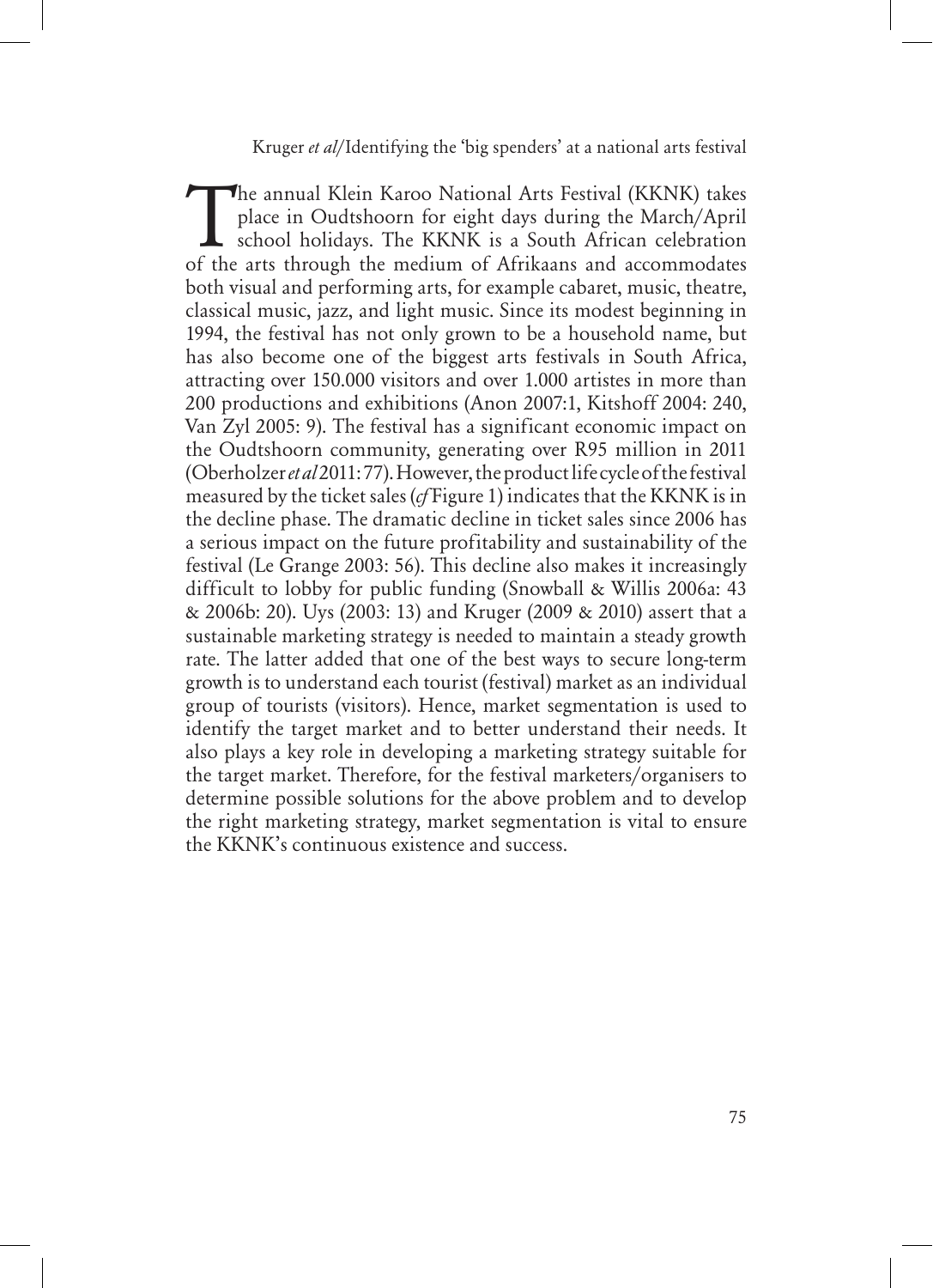The annual Klein Karoo National Arts Festival (KKNK) takes place in Oudtshoorn for eight days during the March/April school holidays. The KKNK is a South African celebration of the arts through the medium of Afrikaans and accommodates both visual and performing arts, for example cabaret, music, theatre, classical music, jazz, and light music. Since its modest beginning in 1994, the festival has not only grown to be a household name, but has also become one of the biggest arts festivals in South Africa, attracting over 150.000 visitors and over 1.000 artistes in more than 200 productions and exhibitions (Anon 2007:1, Kitshoff 2004: 240, Van Zyl 2005: 9). The festival has a significant economic impact on the Oudtshoorn community, generating over R95 million in 2011 (Oberholzer *et al* 2011: 77). However, the product life cycle of the festival measured by the ticket sales (*cf* Figure 1) indicates that the KKNK is in the decline phase. The dramatic decline in ticket sales since 2006 has a serious impact on the future profitability and sustainability of the festival (Le Grange 2003: 56). This decline also makes it increasingly difficult to lobby for public funding (Snowball & Willis 2006a: 43 & 2006b: 20). Uys (2003: 13) and Kruger (2009 & 2010) assert that a sustainable marketing strategy is needed to maintain a steady growth rate. The latter added that one of the best ways to secure long-term growth is to understand each tourist (festival) market as an individual group of tourists (visitors). Hence, market segmentation is used to identify the target market and to better understand their needs. It also plays a key role in developing a marketing strategy suitable for the target market. Therefore, for the festival marketers/organisers to determine possible solutions for the above problem and to develop the right marketing strategy, market segmentation is vital to ensure the KKNK's continuous existence and success.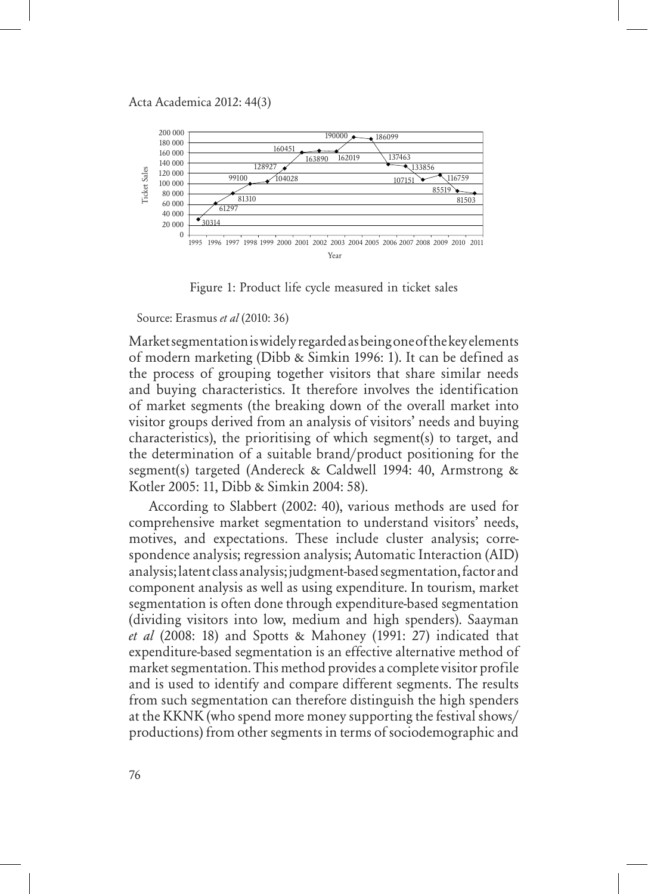Figure 1: Product life cycle measured in ticket sales

Source: Erasmus *et al* (2010: 36)

Market segmentation is widely regarded as being one of the key elements of modern marketing (Dibb & Simkin 1996: 1). It can be defined as the process of grouping together visitors that share similar needs and buying characteristics. It therefore involves the identification of market segments (the breaking down of the overall market into visitor groups derived from an analysis of visitors' needs and buying characteristics), the prioritising of which segment(s) to target, and the determination of a suitable brand/product positioning for the segment(s) targeted (Andereck & Caldwell 1994: 40, Armstrong & Kotler 2005: 11, Dibb & Simkin 2004: 58).

According to Slabbert (2002: 40), various methods are used for comprehensive market segmentation to understand visitors' needs, motives, and expectations. These include cluster analysis; correspondence analysis; regression analysis; Automatic Interaction (AID) analysis; latent class analysis; judgment-based segmentation, factor and component analysis as well as using expenditure. In tourism, market segmentation is often done through expenditure-based segmentation (dividing visitors into low, medium and high spenders). Saayman *et al* (2008: 18) and Spotts & Mahoney (1991: 27) indicated that expenditure-based segmentation is an effective alternative method of market segmentation. This method provides a complete visitor profile and is used to identify and compare different segments. The results from such segmentation can therefore distinguish the high spenders at the KKNK (who spend more money supporting the festival shows/productions) from other segments in terms of sociodemographic and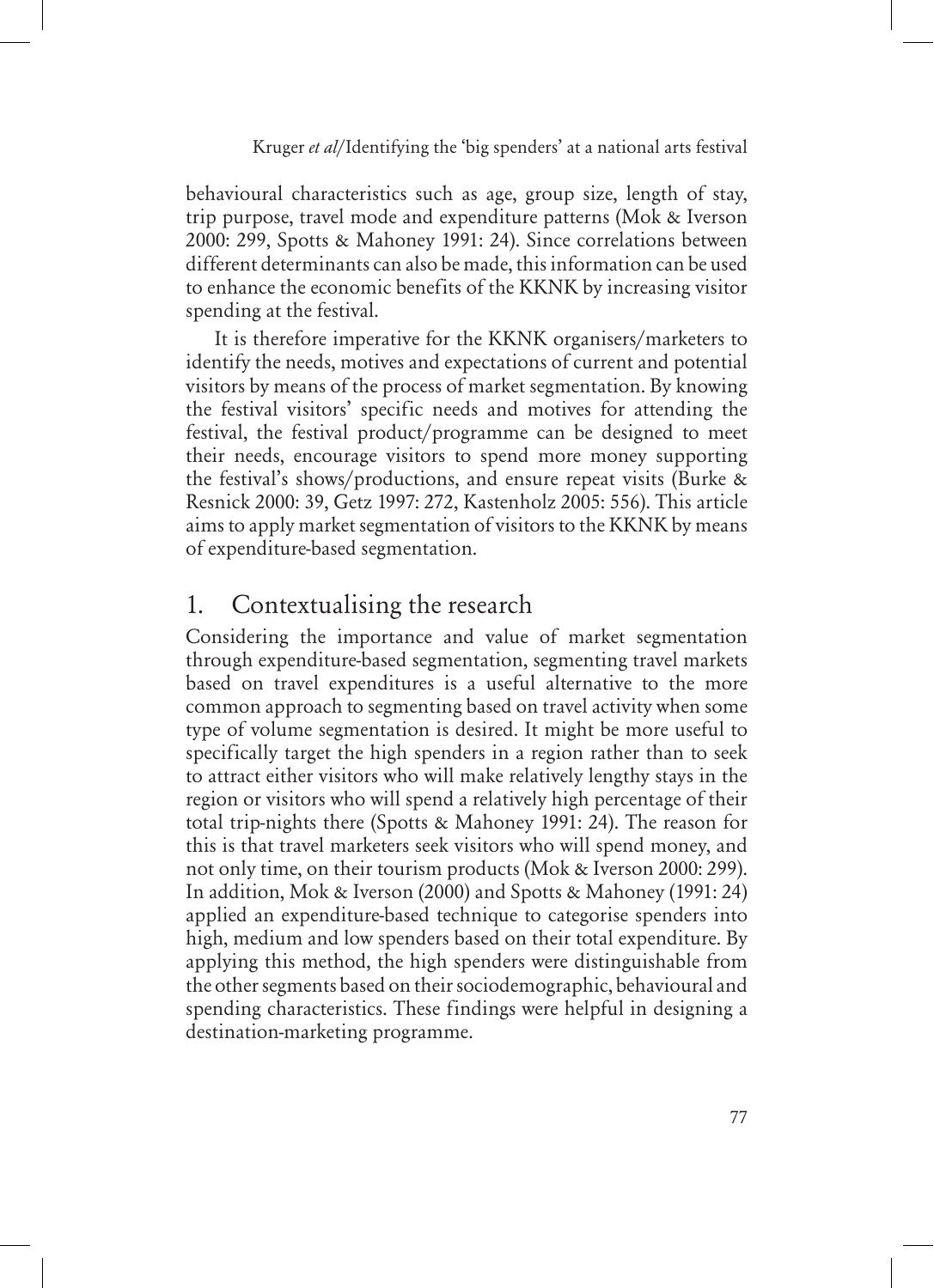behavioural characteristics such as age, group size, length of stay, trip purpose, travel mode and expenditure patterns (Mok & Iverson 2000: 299, Spotts & Mahoney 1991: 24). Since correlations between different determinants can also be made, this information can be used to enhance the economic benefits of the KKNK by increasing visitor spending at the festival.

It is therefore imperative for the KKNK organisers/marketers to identify the needs, motives and expectations of current and potential visitors by means of the process of market segmentation. By knowing the festival visitors' specific needs and motives for attending the festival, the festival product/programme can be designed to meet their needs, encourage visitors to spend more money supporting the festival's shows/productions, and ensure repeat visits (Burke & Resnick 2000: 39, Getz 1997: 272, Kastenholz 2005: 556). This article aims to apply market segmentation of visitors to the KKNK by means of expenditure-based segmentation.

## 1. Contextualising the research

Considering the importance and value of market segmentation through expenditure-based segmentation, segmenting travel markets based on travel expenditures is a useful alternative to the more common approach to segmenting based on travel activity when some type of volume segmentation is desired. It might be more useful to specifically target the high spenders in a region rather than to seek to attract either visitors who will make relatively lengthy stays in the region or visitors who will spend a relatively high percentage of their total trip-nights there (Spotts & Mahoney 1991: 24). The reason for this is that travel marketers seek visitors who will spend money, and not only time, on their tourism products (Mok & Iverson 2000: 299). In addition, Mok & Iverson (2000) and Spotts & Mahoney (1991: 24) applied an expenditure-based technique to categorise spenders into high, medium and low spenders based on their total expenditure. By applying this method, the high spenders were distinguishable from the other segments based on their sociodemographic, behavioural and spending characteristics. These findings were helpful in designing a destination-marketing programme.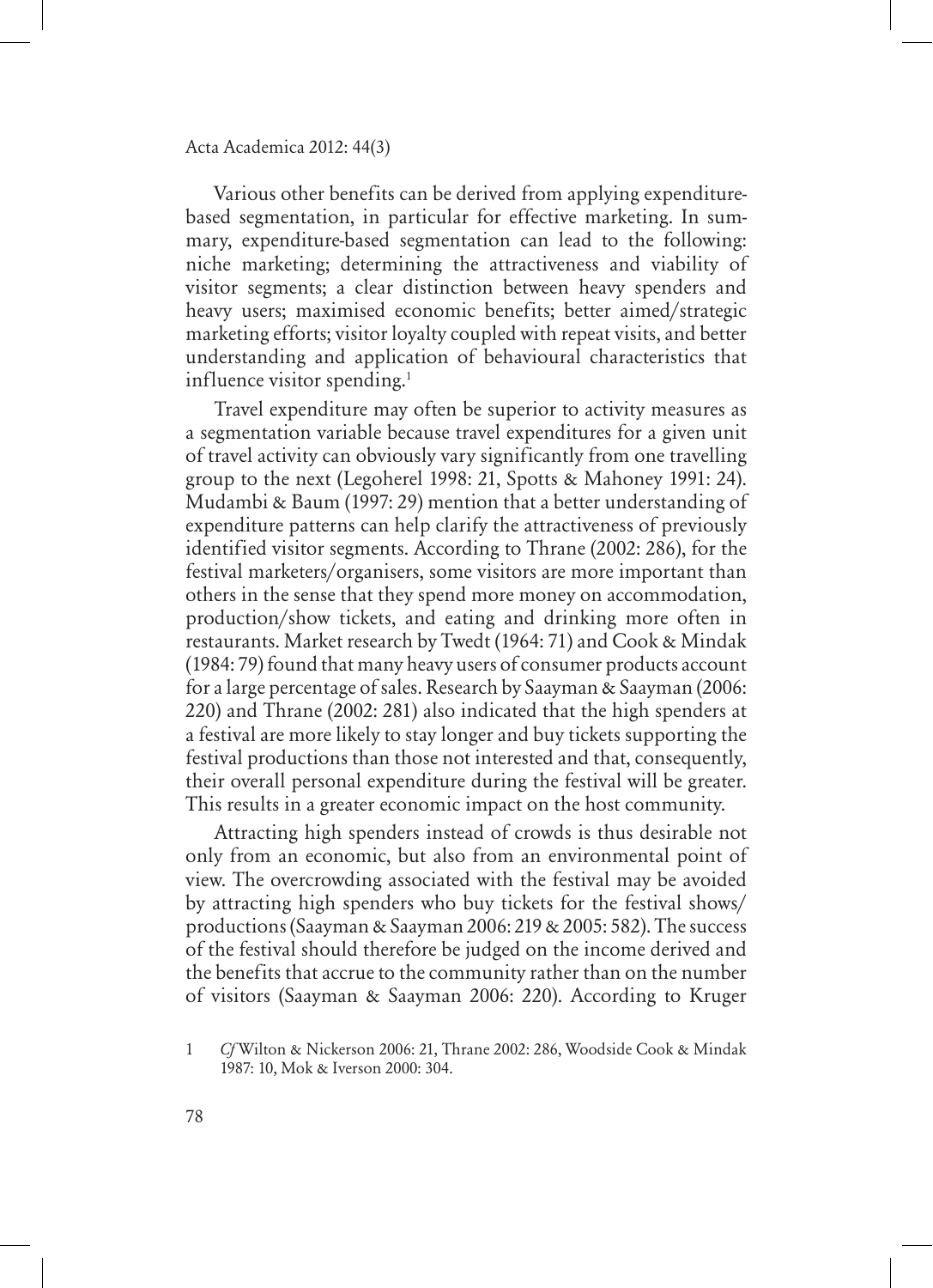Various other benefits can be derived from applying expenditure-based segmentation, in particular for effective marketing. In summary, expenditure-based segmentation can lead to the following: niche marketing; determining the attractiveness and viability of visitor segments; a clear distinction between heavy spenders and heavy users; maximised economic benefits; better aimed/strategic marketing efforts; visitor loyalty coupled with repeat visits, and better understanding and application of behavioural characteristics that influence visitor spending.[1]

Travel expenditure may often be superior to activity measures as a segmentation variable because travel expenditures for a given unit of travel activity can obviously vary significantly from one travelling group to the next (Legoherel 1998: 21, Spotts & Mahoney 1991: 24). Mudambi & Baum (1997: 29) mention that a better understanding of expenditure patterns can help clarify the attractiveness of previously identified visitor segments. According to Thrane (2002: 286), for the festival marketers/organisers, some visitors are more important than others in the sense that they spend more money on accommodation, production/show tickets, and eating and drinking more often in restaurants. Market research by Twedt (1964: 71) and Cook & Mindak (1984: 79) found that many heavy users of consumer products account for a large percentage of sales. Research by Saayman & Saayman (2006: 220) and Thrane (2002: 281) also indicated that the high spenders at a festival are more likely to stay longer and buy tickets supporting the festival productions than those not interested and that, consequently, their overall personal expenditure during the festival will be greater. This results in a greater economic impact on the host community.

Attracting high spenders instead of crowds is thus desirable not only from an economic, but also from an environmental point of view. The overcrowding associated with the festival may be avoided by attracting high spenders who buy tickets for the festival shows/productions (Saayman & Saayman 2006: 219 & 2005: 582). The success of the festival should therefore be judged on the income derived and the benefits that accrue to the community rather than on the number of visitors (Saayman & Saayman 2006: 220). According to Kruger

1 *Cf* Wilton & Nickerson 2006: 21, Thrane 2002: 286, Woodside Cook & Mindak 1987: 10, Mok & Iverson 2000: 304.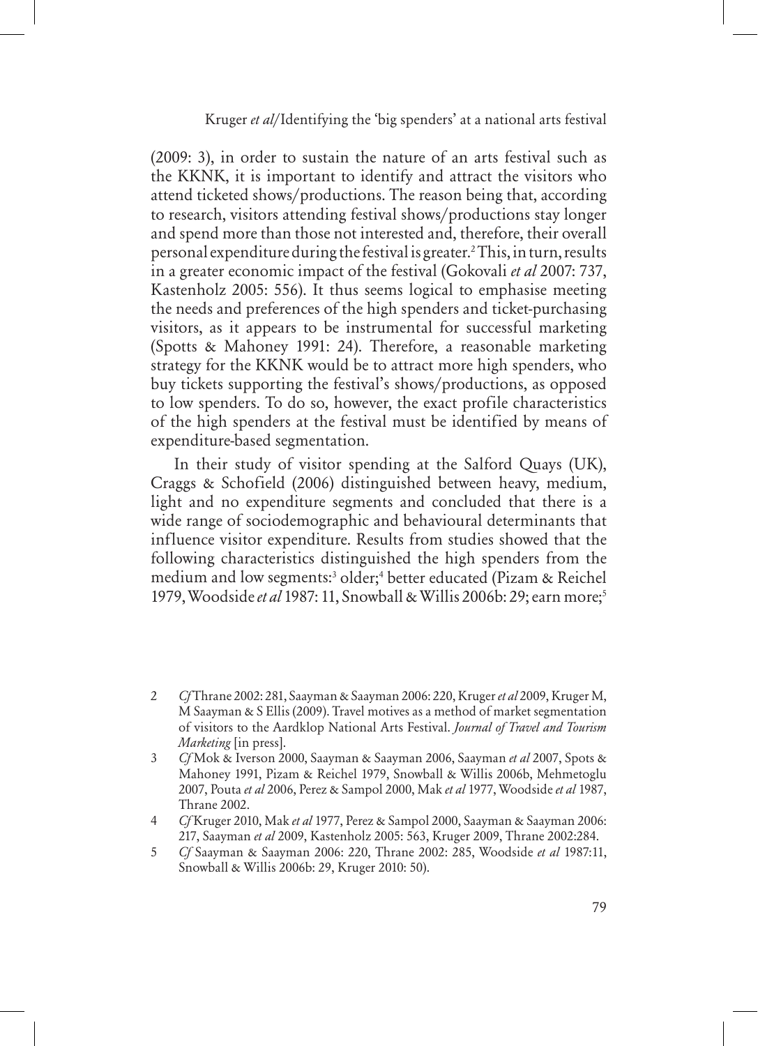(2009: 3), in order to sustain the nature of an arts festival such as the KKNK, it is important to identify and attract the visitors who attend ticketed shows/productions. The reason being that, according to research, visitors attending festival shows/productions stay longer and spend more than those not interested and, therefore, their overall personal expenditure during the festival is greater.[2] This, in turn, results in a greater economic impact of the festival (Gokovali *et al* 2007: 737, Kastenholz 2005: 556). It thus seems logical to emphasise meeting the needs and preferences of the high spenders and ticket-purchasing visitors, as it appears to be instrumental for successful marketing (Spotts & Mahoney 1991: 24). Therefore, a reasonable marketing strategy for the KKNK would be to attract more high spenders, who buy tickets supporting the festival's shows/productions, as opposed to low spenders. To do so, however, the exact profile characteristics of the high spenders at the festival must be identified by means of expenditure-based segmentation.

In their study of visitor spending at the Salford Quays (UK), Craggs & Schofield (2006) distinguished between heavy, medium, light and no expenditure segments and concluded that there is a wide range of sociodemographic and behavioural determinants that influence visitor expenditure. Results from studies showed that the following characteristics distinguished the high spenders from the medium and low segments:[3] older;[4] better educated (Pizam & Reichel 1979, Woodside *et al* 1987: 11, Snowball & Willis 2006b: 29; earn more;[5]

2 *Cf* Thrane 2002: 281, Saayman & Saayman 2006: 220, Kruger *et al* 2009, Kruger M, M Saayman & S Ellis (2009). Travel motives as a method of market segmentation of visitors to the Aardklop National Arts Festival. *Journal of Travel and Tourism Marketing* [in press].

3 *Cf* Mok & Iverson 2000, Saayman & Saayman 2006, Saayman *et al* 2007, Spots & Mahoney 1991, Pizam & Reichel 1979, Snowball & Willis 2006b, Mehmetoglu 2007, Pouta *et al* 2006, Perez & Sampol 2000, Mak *et al* 1977, Woodside *et al* 1987, Thrane 2002.

4 *Cf* Kruger 2010, Mak *et al* 1977, Perez & Sampol 2000, Saayman & Saayman 2006: 217, Saayman *et al* 2009, Kastenholz 2005: 563, Kruger 2009, Thrane 2002:284.

5 *Cf* Saayman & Saayman 2006: 220, Thrane 2002: 285, Woodside *et al* 1987:11, Snowball & Willis 2006b: 29, Kruger 2010: 50).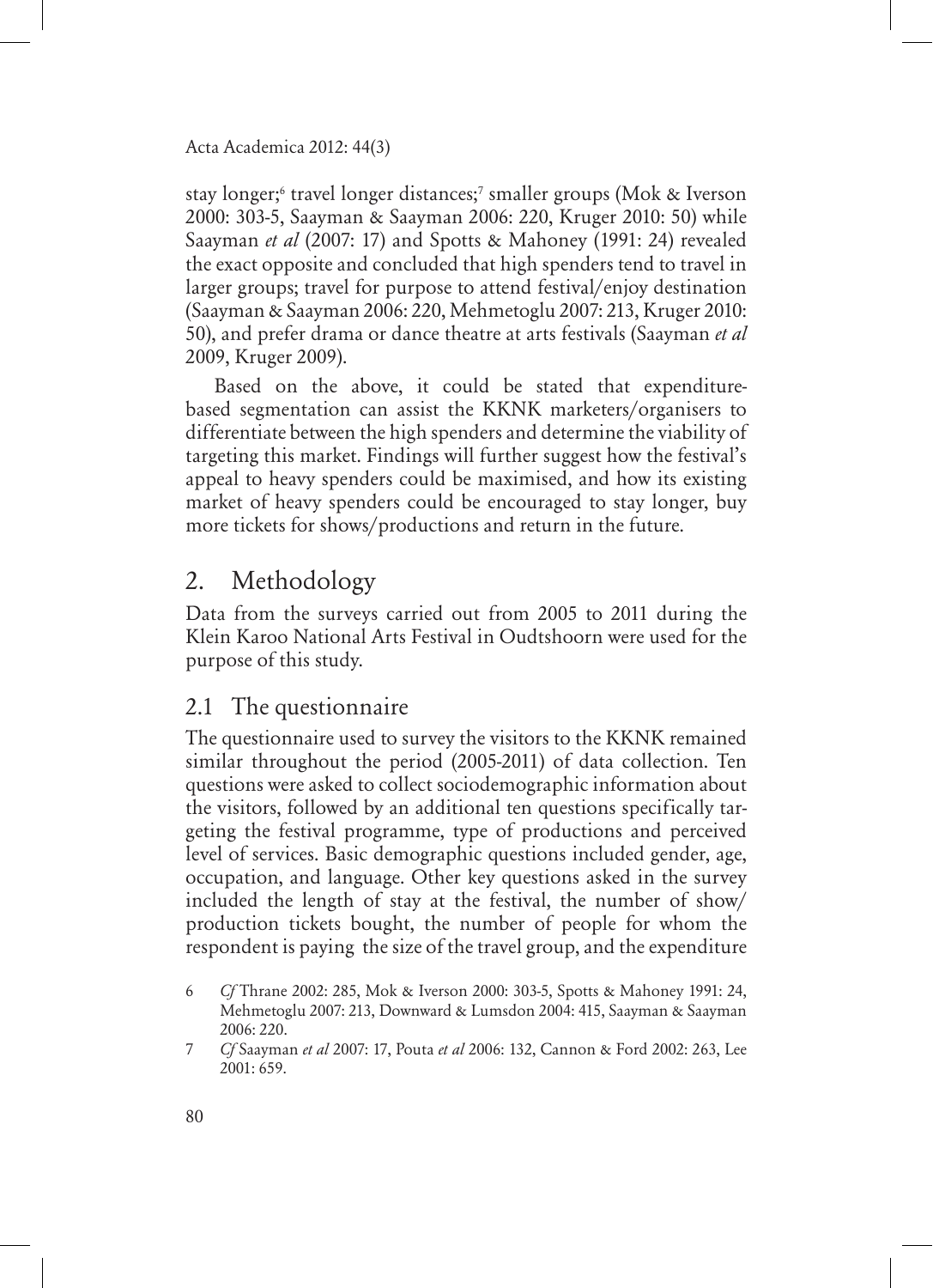stay longer;[6] travel longer distances;[7] smaller groups (Mok & Iverson 2000: 303-5, Saayman & Saayman 2006: 220, Kruger 2010: 50) while Saayman *et al* (2007: 17) and Spotts & Mahoney (1991: 24) revealed the exact opposite and concluded that high spenders tend to travel in larger groups; travel for purpose to attend festival/enjoy destination (Saayman & Saayman 2006: 220, Mehmetoglu 2007: 213, Kruger 2010: 50), and prefer drama or dance theatre at arts festivals (Saayman *et al* 2009, Kruger 2009).

Based on the above, it could be stated that expenditure-based segmentation can assist the KKNK marketers/organisers to differentiate between the high spenders and determine the viability of targeting this market. Findings will further suggest how the festival's appeal to heavy spenders could be maximised, and how its existing market of heavy spenders could be encouraged to stay longer, buy more tickets for shows/productions and return in the future.

## 2. Methodology

Data from the surveys carried out from 2005 to 2011 during the Klein Karoo National Arts Festival in Oudtshoorn were used for the purpose of this study.

### 2.1 The questionnaire

The questionnaire used to survey the visitors to the KKNK remained similar throughout the period (2005-2011) of data collection. Ten questions were asked to collect sociodemographic information about the visitors, followed by an additional ten questions specifically targeting the festival programme, type of productions and perceived level of services. Basic demographic questions included gender, age, occupation, and language. Other key questions asked in the survey included the length of stay at the festival, the number of show/production tickets bought, the number of people for whom the respondent is paying the size of the travel group, and the expenditure

6 *Cf* Thrane 2002: 285, Mok & Iverson 2000: 303-5, Spotts & Mahoney 1991: 24, Mehmetoglu 2007: 213, Downward & Lumsdon 2004: 415, Saayman & Saayman 2006: 220.

7 *Cf* Saayman *et al* 2007: 17, Pouta *et al* 2006: 132, Cannon & Ford 2002: 263, Lee 2001: 659.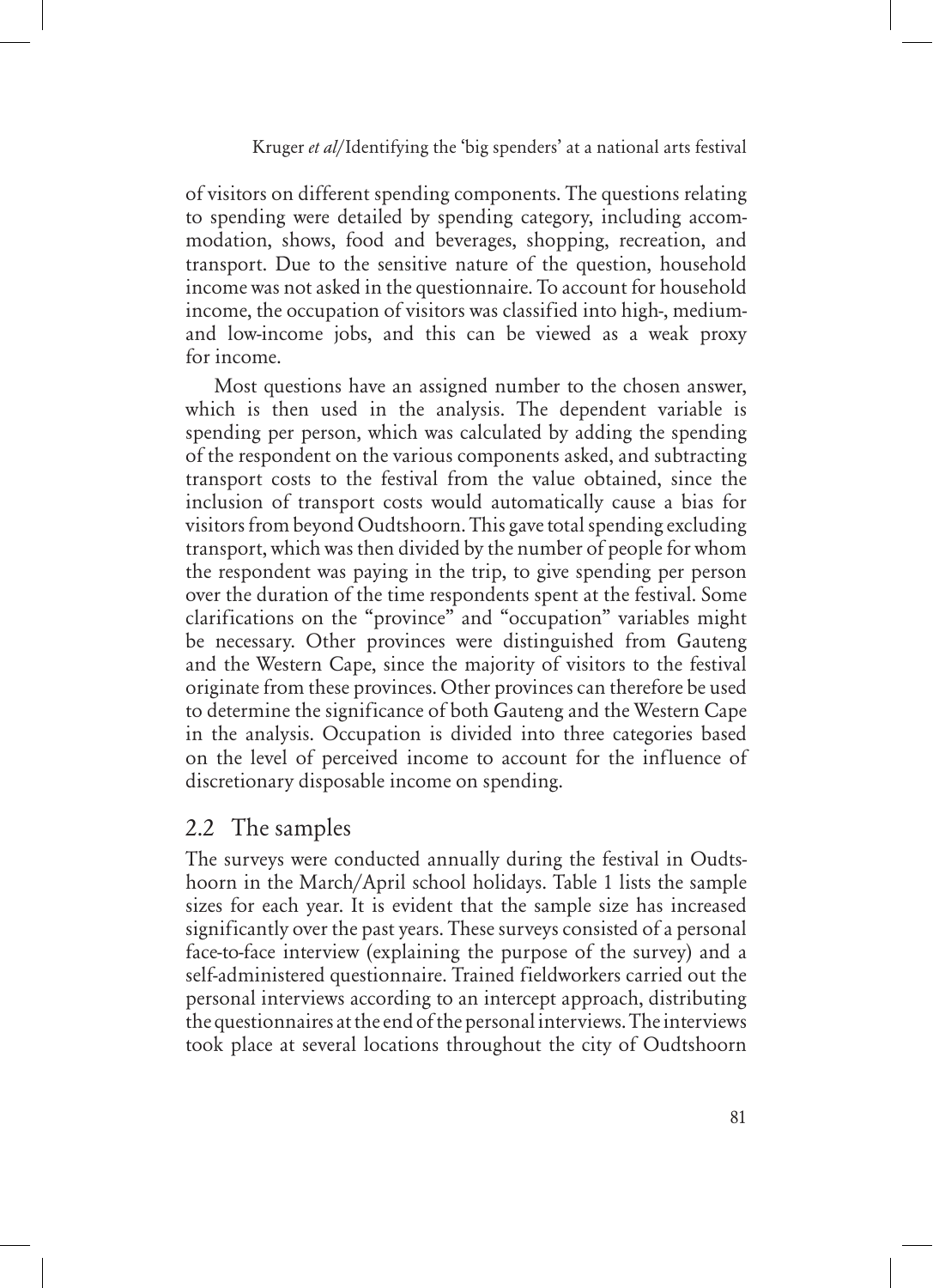of visitors on different spending components. The questions relating to spending were detailed by spending category, including accommodation, shows, food and beverages, shopping, recreation, and transport. Due to the sensitive nature of the question, household income was not asked in the questionnaire. To account for household income, the occupation of visitors was classified into high-, medium- and low-income jobs, and this can be viewed as a weak proxy for income.

Most questions have an assigned number to the chosen answer, which is then used in the analysis. The dependent variable is spending per person, which was calculated by adding the spending of the respondent on the various components asked, and subtracting transport costs to the festival from the value obtained, since the inclusion of transport costs would automatically cause a bias for visitors from beyond Oudtshoorn. This gave total spending excluding transport, which was then divided by the number of people for whom the respondent was paying in the trip, to give spending per person over the duration of the time respondents spent at the festival. Some clarifications on the "province" and "occupation" variables might be necessary. Other provinces were distinguished from Gauteng and the Western Cape, since the majority of visitors to the festival originate from these provinces. Other provinces can therefore be used to determine the significance of both Gauteng and the Western Cape in the analysis. Occupation is divided into three categories based on the level of perceived income to account for the influence of discretionary disposable income on spending.

## 2.2 The samples

The surveys were conducted annually during the festival in Oudtshoorn in the March/April school holidays. Table 1 lists the sample sizes for each year. It is evident that the sample size has increased significantly over the past years. These surveys consisted of a personal face-to-face interview (explaining the purpose of the survey) and a self-administered questionnaire. Trained fieldworkers carried out the personal interviews according to an intercept approach, distributing the questionnaires at the end of the personal interviews. The interviews took place at several locations throughout the city of Oudtshoorn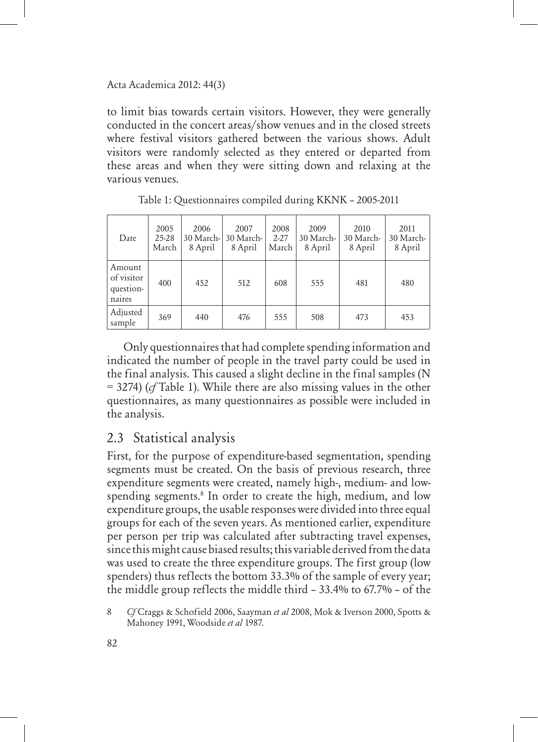to limit bias towards certain visitors. However, they were generally conducted in the concert areas/show venues and in the closed streets where festival visitors gathered between the various shows. Adult visitors were randomly selected as they entered or departed from these areas and when they were sitting down and relaxing at the various venues.

Table 1: Questionnaires compiled during KKNK – 2005-2011

| Date | 2005 25-28 March | 2006 30 March-8 April | 2007 30 March-8 April | 2008 2-27 March | 2009 30 March-8 April | 2010 30 March-8 April | 2011 30 March-8 April |
|---|---|---|---|---|---|---|---|
| Amount of visitor questionnaires | 400 | 452 | 512 | 608 | 555 | 481 | 480 |
| Adjusted sample | 369 | 440 | 476 | 555 | 508 | 473 | 453 |

Only questionnaires that had complete spending information and indicated the number of people in the travel party could be used in the final analysis. This caused a slight decline in the final samples (N = 3274) (*cf* Table 1). While there are also missing values in the other questionnaires, as many questionnaires as possible were included in the analysis.

## 2.3 Statistical analysis

First, for the purpose of expenditure-based segmentation, spending segments must be created. On the basis of previous research, three expenditure segments were created, namely high-, medium- and low-spending segments.[8] In order to create the high, medium, and low expenditure groups, the usable responses were divided into three equal groups for each of the seven years. As mentioned earlier, expenditure per person per trip was calculated after subtracting travel expenses, since this might cause biased results; this variable derived from the data was used to create the three expenditure groups. The first group (low spenders) thus reflects the bottom 33.3% of the sample of every year; the middle group reflects the middle third – 33.4% to 67.7% – of the

8 *Cf* Craggs & Schofield 2006, Saayman *et al* 2008, Mok & Iverson 2000, Spotts & Mahoney 1991, Woodside *et al* 1987.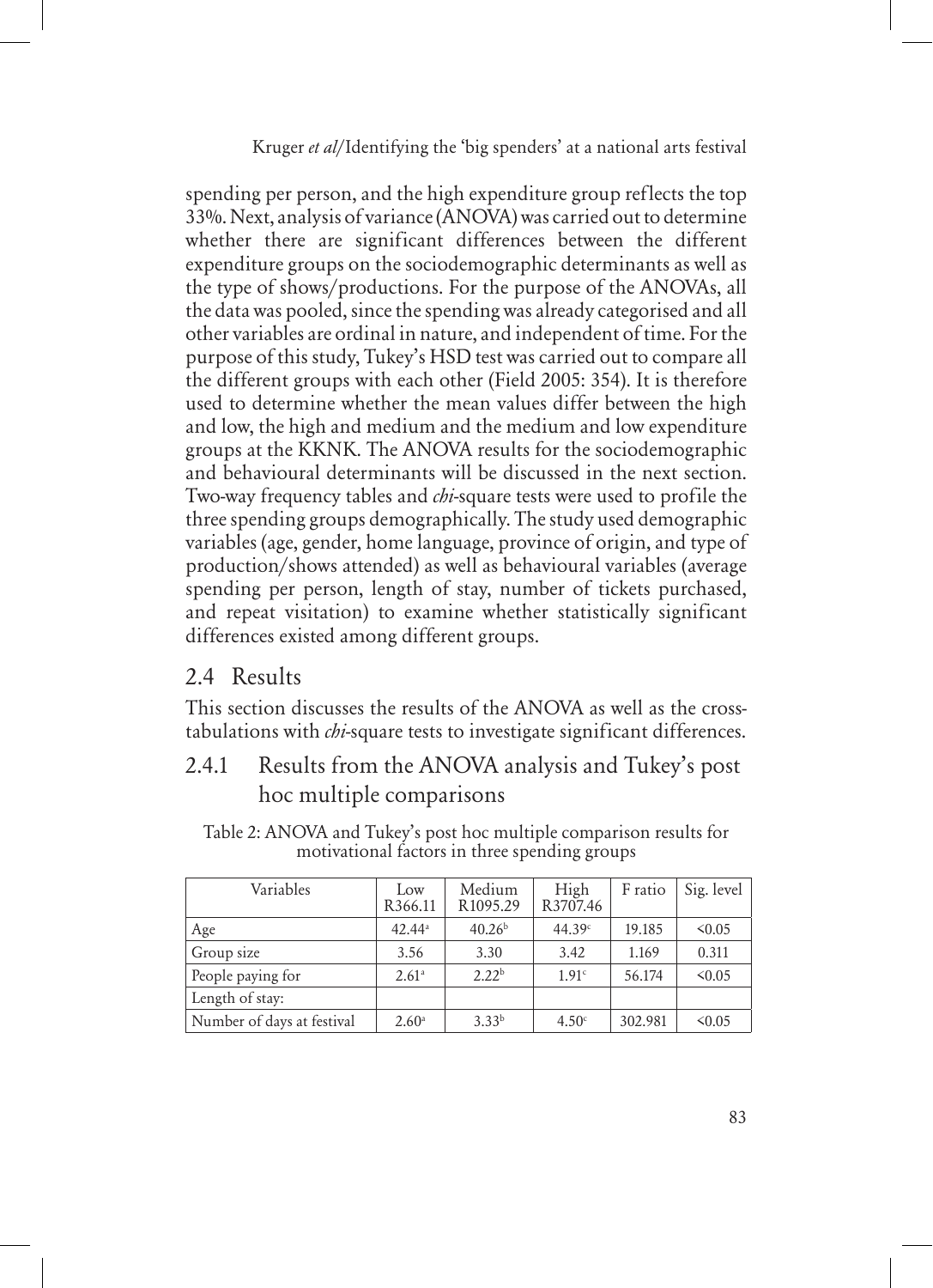spending per person, and the high expenditure group reflects the top 33%. Next, analysis of variance (ANOVA) was carried out to determine whether there are significant differences between the different expenditure groups on the sociodemographic determinants as well as the type of shows/productions. For the purpose of the ANOVAs, all the data was pooled, since the spending was already categorised and all other variables are ordinal in nature, and independent of time. For the purpose of this study, Tukey's HSD test was carried out to compare all the different groups with each other (Field 2005: 354). It is therefore used to determine whether the mean values differ between the high and low, the high and medium and the medium and low expenditure groups at the KKNK. The ANOVA results for the sociodemographic and behavioural determinants will be discussed in the next section. Two-way frequency tables and *chi*-square tests were used to profile the three spending groups demographically. The study used demographic variables (age, gender, home language, province of origin, and type of production/shows attended) as well as behavioural variables (average spending per person, length of stay, number of tickets purchased, and repeat visitation) to examine whether statistically significant differences existed among different groups.

## 2.4 Results

This section discusses the results of the ANOVA as well as the cross-tabulations with *chi*-square tests to investigate significant differences.

### 2.4.1 Results from the ANOVA analysis and Tukey's post hoc multiple comparisons

Table 2: ANOVA and Tukey's post hoc multiple comparison results for motivational factors in three spending groups

| Variables | Low R366.11 | Medium R1095.29 | High R3707.46 | F ratio | Sig. level |
|---|---|---|---|---|---|
| Age | $42.44^a$ | $40.26^b$ | $44.39^c$ | 19.185 | <0.05 |
| Group size | 3.56 | 3.30 | 3.42 | 1.169 | 0.311 |
| People paying for | $2.61^a$ | $2.22^b$ | $1.91^c$ | 56.174 | <0.05 |
| Length of stay: | | | | | |
| Number of days at festival | $2.60^a$ | $3.33^b$ | $4.50^c$ | 302.981 | <0.05 |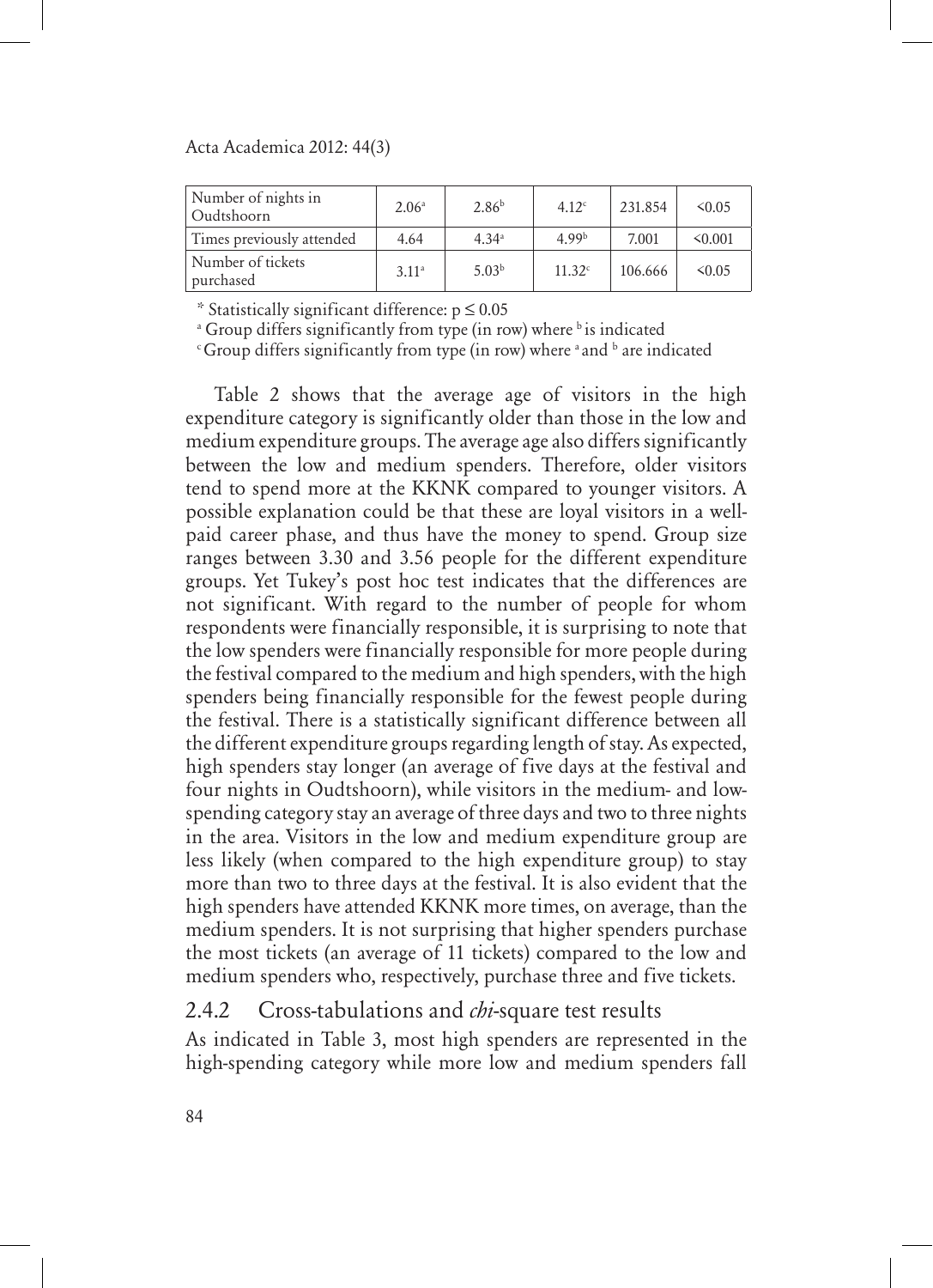| | | | | | |
|---|---|---|---|---|---|
| Number of nights in Oudtshoorn | 2.06[a] | 2.86[b] | 4.12[c] | 231.854 | <0.05 |
| Times previously attended | 4.64 | 4.34[a] | 4.99[b] | 7.001 | <0.001 |
| Number of tickets purchased | 3.11[a] | 5.03[b] | 11.32[c] | 106.666 | <0.05 |

\* Statistically significant difference: $p \leq 0.05$

[a] Group differs significantly from type (in row) where [b] is indicated

[c] Group differs significantly from type (in row) where [a] and [b] are indicated

Table 2 shows that the average age of visitors in the high expenditure category is significantly older than those in the low and medium expenditure groups. The average age also differs significantly between the low and medium spenders. Therefore, older visitors tend to spend more at the KKNK compared to younger visitors. A possible explanation could be that these are loyal visitors in a well-paid career phase, and thus have the money to spend. Group size ranges between 3.30 and 3.56 people for the different expenditure groups. Yet Tukey's post hoc test indicates that the differences are not significant. With regard to the number of people for whom respondents were financially responsible, it is surprising to note that the low spenders were financially responsible for more people during the festival compared to the medium and high spenders, with the high spenders being financially responsible for the fewest people during the festival. There is a statistically significant difference between all the different expenditure groups regarding length of stay. As expected, high spenders stay longer (an average of five days at the festival and four nights in Oudtshoorn), while visitors in the medium- and low-spending category stay an average of three days and two to three nights in the area. Visitors in the low and medium expenditure group are less likely (when compared to the high expenditure group) to stay more than two to three days at the festival. It is also evident that the high spenders have attended KKNK more times, on average, than the medium spenders. It is not surprising that higher spenders purchase the most tickets (an average of 11 tickets) compared to the low and medium spenders who, respectively, purchase three and five tickets.

### 2.4.2 Cross-tabulations and *chi*-square test results

As indicated in Table 3, most high spenders are represented in the high-spending category while more low and medium spenders fall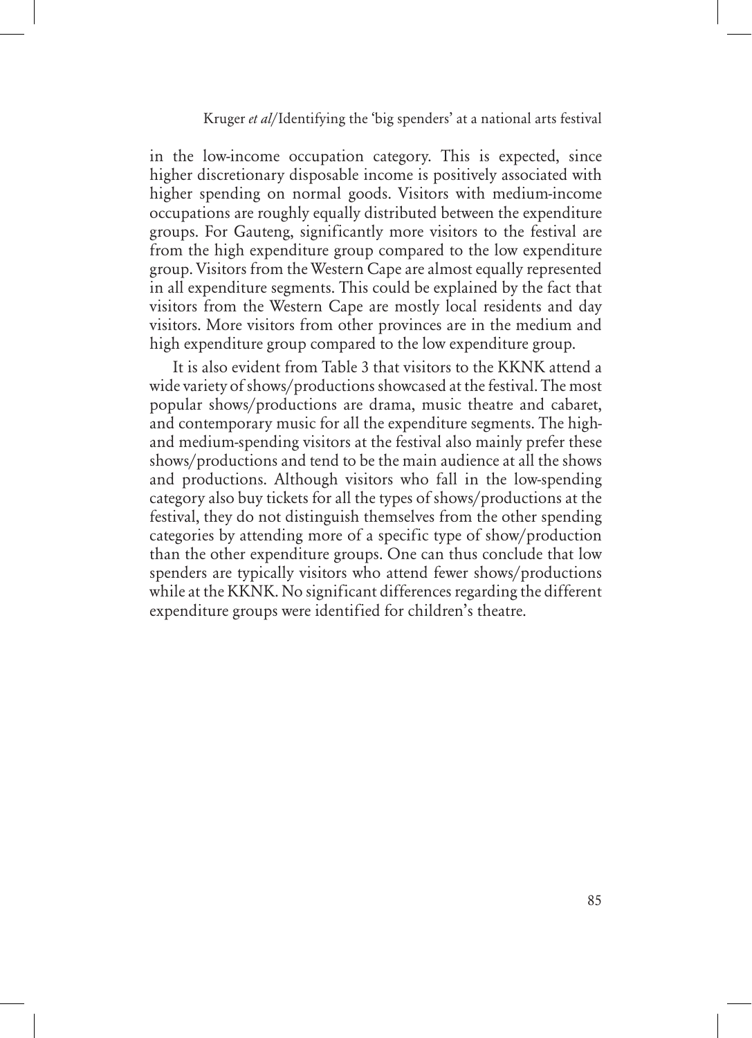in the low-income occupation category. This is expected, since higher discretionary disposable income is positively associated with higher spending on normal goods. Visitors with medium-income occupations are roughly equally distributed between the expenditure groups. For Gauteng, significantly more visitors to the festival are from the high expenditure group compared to the low expenditure group. Visitors from the Western Cape are almost equally represented in all expenditure segments. This could be explained by the fact that visitors from the Western Cape are mostly local residents and day visitors. More visitors from other provinces are in the medium and high expenditure group compared to the low expenditure group.

It is also evident from Table 3 that visitors to the KKNK attend a wide variety of shows/productions showcased at the festival. The most popular shows/productions are drama, music theatre and cabaret, and contemporary music for all the expenditure segments. The high- and medium-spending visitors at the festival also mainly prefer these shows/productions and tend to be the main audience at all the shows and productions. Although visitors who fall in the low-spending category also buy tickets for all the types of shows/productions at the festival, they do not distinguish themselves from the other spending categories by attending more of a specific type of show/production than the other expenditure groups. One can thus conclude that low spenders are typically visitors who attend fewer shows/productions while at the KKNK. No significant differences regarding the different expenditure groups were identified for children's theatre.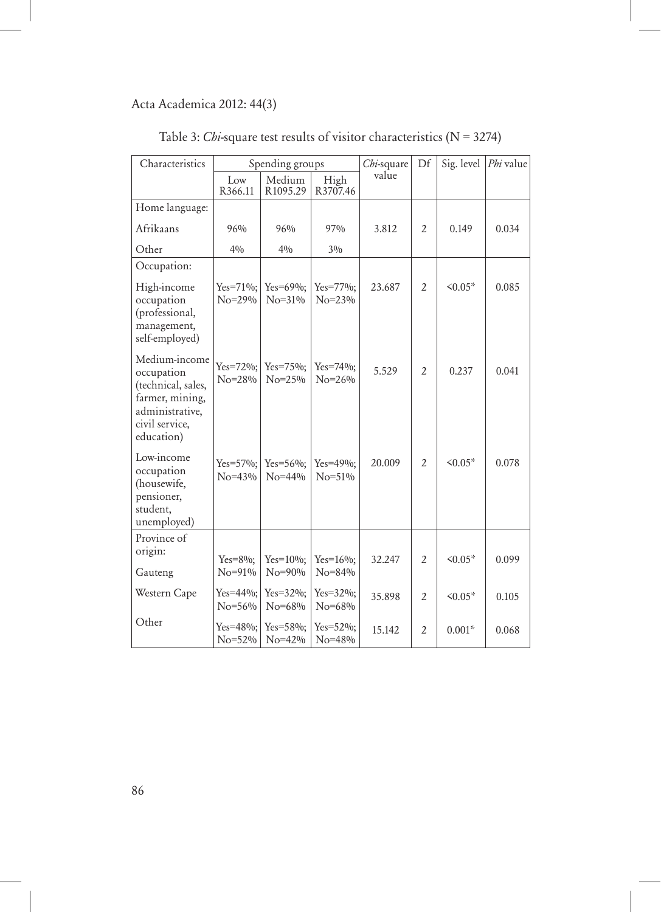Table 3: *Chi*-square test results of visitor characteristics (N = 3274)

| Characteristics | Spending groups | | | *Chi*-square value | Df | Sig. level | *Phi* value |
|---|---|---|---|---|---|---|---|
| | Low R366.11 | Medium R1095.29 | High R3707.46 | | | | |
| Home language: | | | | | | | |
| Afrikaans | 96% | 96% | 97% | 3.812 | 2 | 0.149 | 0.034 |
| Other | 4% | 4% | 3% | | | | |
| Occupation: | | | | | | | |
| High-income occupation (professional, management, self-employed) | Yes=71%; No=29% | Yes=69%; No=31% | Yes=77%; No=23% | 23.687 | 2 | <0.05* | 0.085 |
| Medium-income occupation (technical, sales, farmer, mining, administrative, civil service, education) | Yes=72%; No=28% | Yes=75%; No=25% | Yes=74%; No=26% | 5.529 | 2 | 0.237 | 0.041 |
| Low-income occupation (housewife, pensioner, student, unemployed) | Yes=57%; No=43% | Yes=56%; No=44% | Yes=49%; No=51% | 20.009 | 2 | <0.05* | 0.078 |
| Province of origin: | | | | | | | |
| Gauteng | Yes=8%; No=91% | Yes=10%; No=90% | Yes=16%; No=84% | 32.247 | 2 | <0.05* | 0.099 |
| Western Cape | Yes=44%; No=56% | Yes=32%; No=68% | Yes=32%; No=68% | 35.898 | 2 | <0.05* | 0.105 |
| Other | Yes=48%; No=52% | Yes=58%; No=42% | Yes=52%; No=48% | 15.142 | 2 | 0.001* | 0.068 |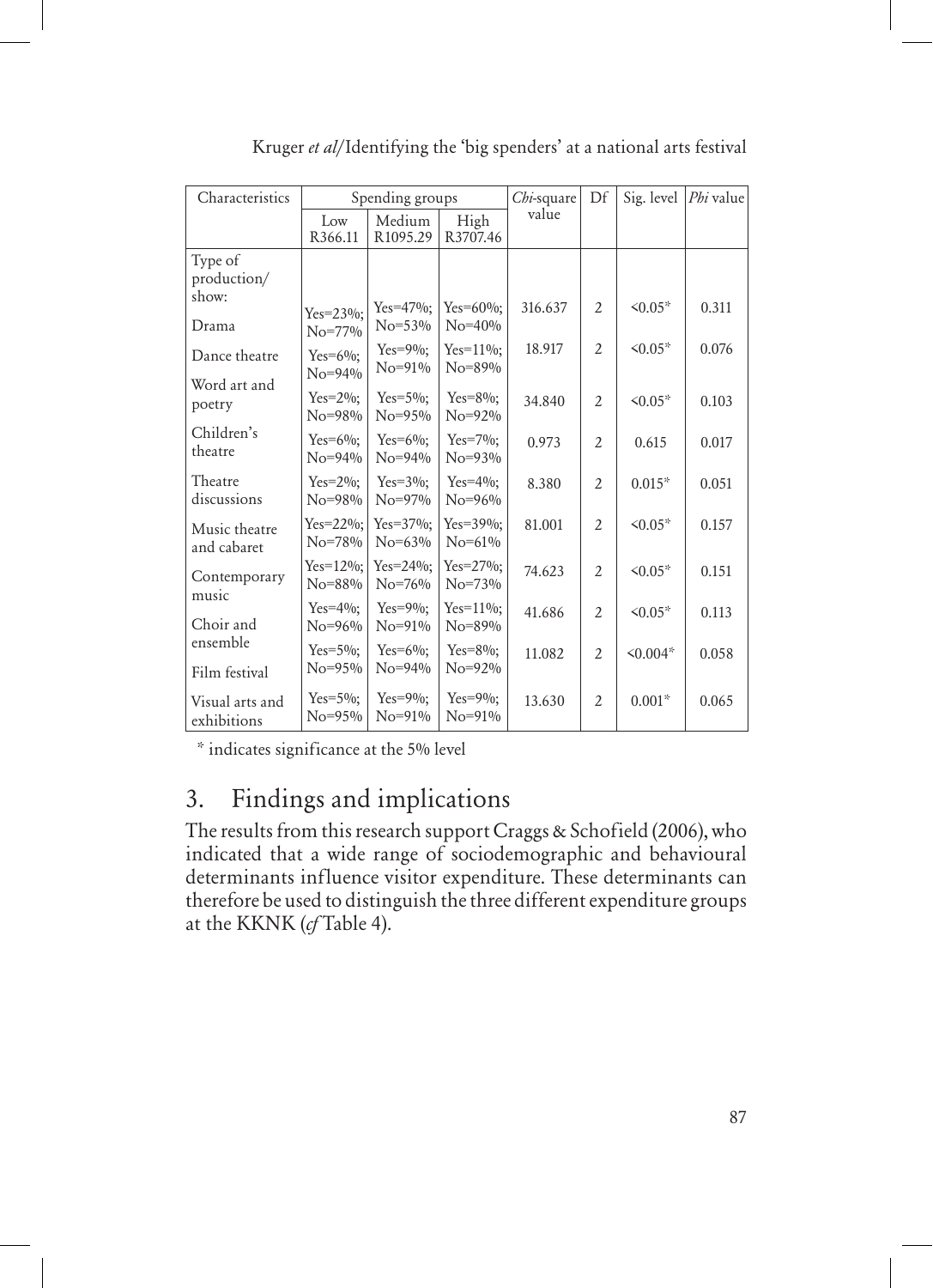| Characteristics | Spending groups | | | *Chi*-square value | Df | Sig. level | *Phi* value |
|---|---|---|---|---|---|---|---|
| | Low R366.11 | Medium R1095.29 | High R3707.46 | | | | |
| Type of production/ show: | | | | | | | |
| Drama | Yes=23%; No=77% | Yes=47%; No=53% | Yes=60%; No=40% | 316.637 | 2 | <0.05* | 0.311 |
| Dance theatre | Yes=6%; No=94% | Yes=9%; No=91% | Yes=11%; No=89% | 18.917 | 2 | <0.05* | 0.076 |
| Word art and poetry | Yes=2%; No=98% | Yes=5%; No=95% | Yes=8%; No=92% | 34.840 | 2 | <0.05* | 0.103 |
| Children's theatre | Yes=6%; No=94% | Yes=6%; No=94% | Yes=7%; No=93% | 0.973 | 2 | 0.615 | 0.017 |
| Theatre discussions | Yes=2%; No=98% | Yes=3%; No=97% | Yes=4%; No=96% | 8.380 | 2 | 0.015* | 0.051 |
| Music theatre and cabaret | Yes=22%; No=78% | Yes=37%; No=63% | Yes=39%; No=61% | 81.001 | 2 | <0.05* | 0.157 |
| Contemporary music | Yes=12%; No=88% | Yes=24%; No=76% | Yes=27%; No=73% | 74.623 | 2 | <0.05* | 0.151 |
| Choir and ensemble | Yes=4%; No=96% | Yes=9%; No=91% | Yes=11%; No=89% | 41.686 | 2 | <0.05* | 0.113 |
| Film festival | Yes=5%; No=95% | Yes=6%; No=94% | Yes=8%; No=92% | 11.082 | 2 | <0.004* | 0.058 |
| Visual arts and exhibitions | Yes=5%; No=95% | Yes=9%; No=91% | Yes=9%; No=91% | 13.630 | 2 | 0.001* | 0.065 |

* indicates significance at the 5% level

## 3. Findings and implications

The results from this research support Craggs & Schofield (2006), who indicated that a wide range of sociodemographic and behavioural determinants influence visitor expenditure. These determinants can therefore be used to distinguish the three different expenditure groups at the KKNK (*cf* Table 4).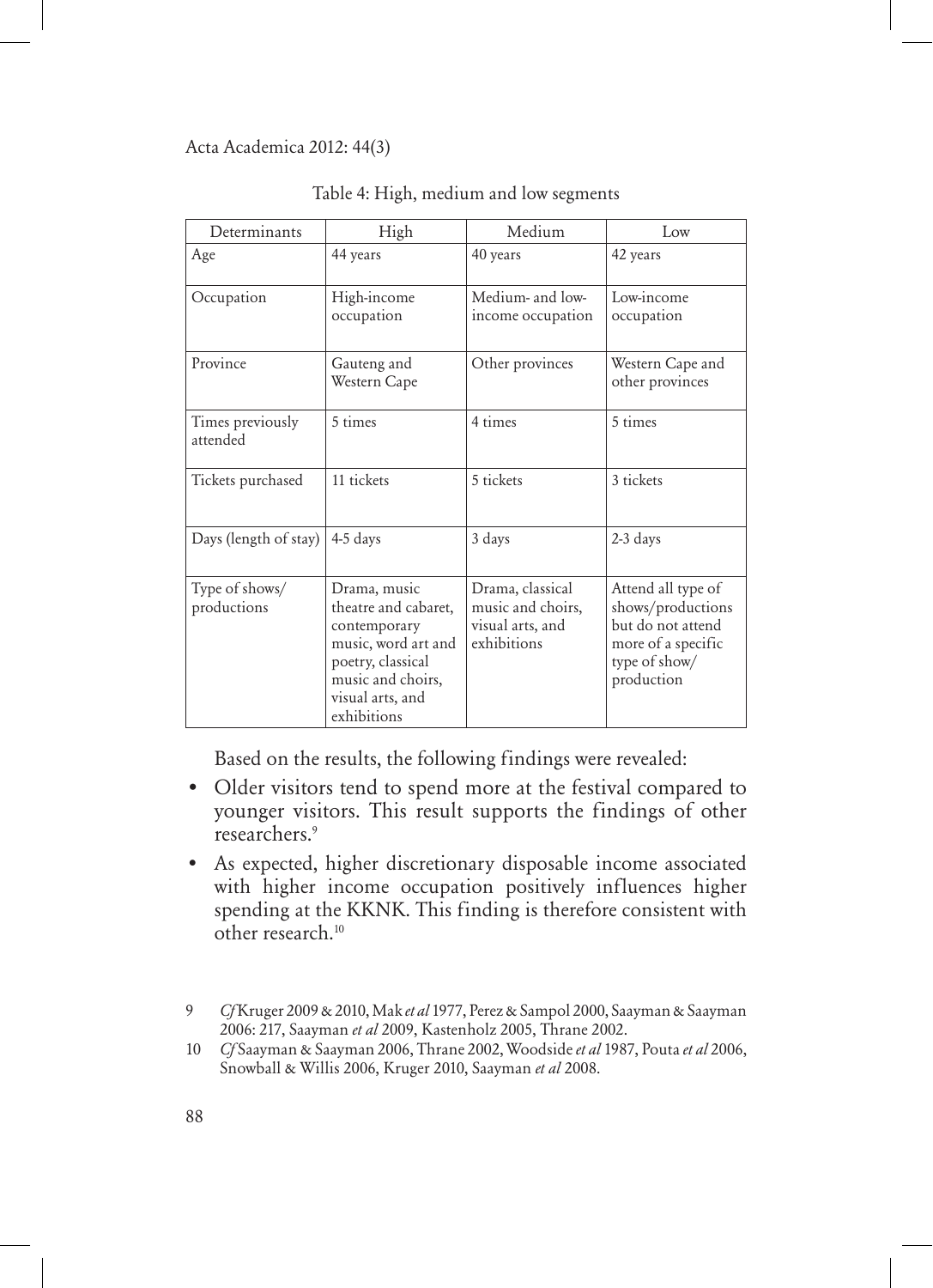Table 4: High, medium and low segments

| Determinants | High | Medium | Low |
|---|---|---|---|
| Age | 44 years | 40 years | 42 years |
| Occupation | High-income occupation | Medium- and low-income occupation | Low-income occupation |
| Province | Gauteng and Western Cape | Other provinces | Western Cape and other provinces |
| Times previously attended | 5 times | 4 times | 5 times |
| Tickets purchased | 11 tickets | 5 tickets | 3 tickets |
| Days (length of stay) | 4-5 days | 3 days | 2-3 days |
| Type of shows/ productions | Drama, music theatre and cabaret, contemporary music, word art and poetry, classical music and choirs, visual arts, and exhibitions | Drama, classical music and choirs, visual arts, and exhibitions | Attend all type of shows/productions but do not attend more of a specific type of show/ production |

Based on the results, the following findings were revealed:

- Older visitors tend to spend more at the festival compared to younger visitors. This result supports the findings of other researchers.[9]
- As expected, higher discretionary disposable income associated with higher income occupation positively influences higher spending at the KKNK. This finding is therefore consistent with other research.[10]

9 *Cf* Kruger 2009 & 2010, Mak *et al* 1977, Perez & Sampol 2000, Saayman & Saayman 2006: 217, Saayman *et al* 2009, Kastenholz 2005, Thrane 2002.

10 *Cf* Saayman & Saayman 2006, Thrane 2002, Woodside *et al* 1987, Pouta *et al* 2006, Snowball & Willis 2006, Kruger 2010, Saayman *et al* 2008.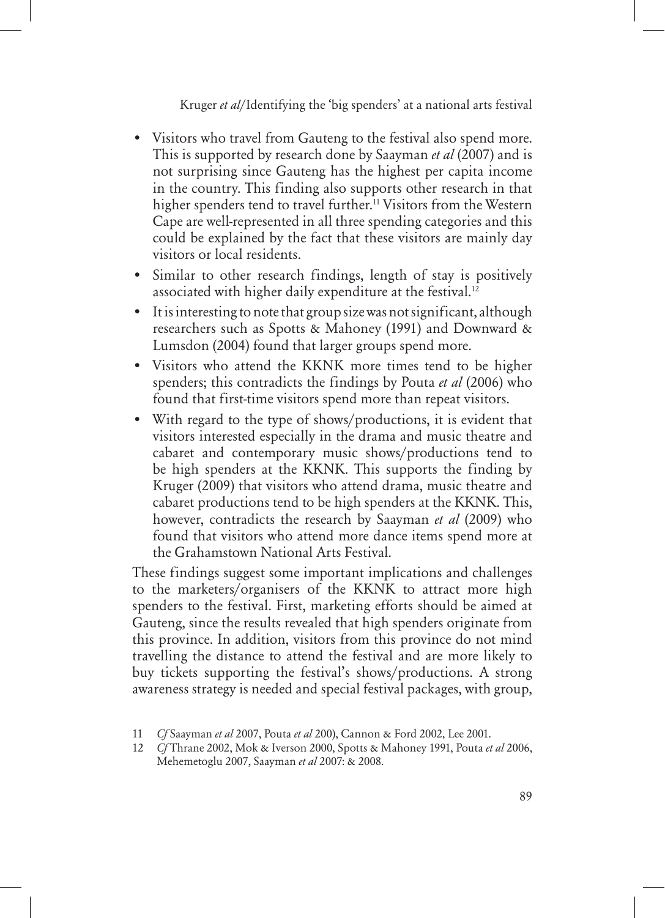- Visitors who travel from Gauteng to the festival also spend more. This is supported by research done by Saayman *et al* (2007) and is not surprising since Gauteng has the highest per capita income in the country. This finding also supports other research in that higher spenders tend to travel further.[11] Visitors from the Western Cape are well-represented in all three spending categories and this could be explained by the fact that these visitors are mainly day visitors or local residents.
- Similar to other research findings, length of stay is positively associated with higher daily expenditure at the festival.[12]
- It is interesting to note that group size was not significant, although researchers such as Spotts & Mahoney (1991) and Downward & Lumsdon (2004) found that larger groups spend more.
- Visitors who attend the KKNK more times tend to be higher spenders; this contradicts the findings by Pouta *et al* (2006) who found that first-time visitors spend more than repeat visitors.
- With regard to the type of shows/productions, it is evident that visitors interested especially in the drama and music theatre and cabaret and contemporary music shows/productions tend to be high spenders at the KKNK. This supports the finding by Kruger (2009) that visitors who attend drama, music theatre and cabaret productions tend to be high spenders at the KKNK. This, however, contradicts the research by Saayman *et al* (2009) who found that visitors who attend more dance items spend more at the Grahamstown National Arts Festival.

These findings suggest some important implications and challenges to the marketers/organisers of the KKNK to attract more high spenders to the festival. First, marketing efforts should be aimed at Gauteng, since the results revealed that high spenders originate from this province. In addition, visitors from this province do not mind travelling the distance to attend the festival and are more likely to buy tickets supporting the festival's shows/productions. A strong awareness strategy is needed and special festival packages, with group,

---

11 *Cf* Saayman *et al* 2007, Pouta *et al* 200), Cannon & Ford 2002, Lee 2001.

12 *Cf* Thrane 2002, Mok & Iverson 2000, Spotts & Mahoney 1991, Pouta *et al* 2006, Mehemetoglu 2007, Saayman *et al* 2007: & 2008.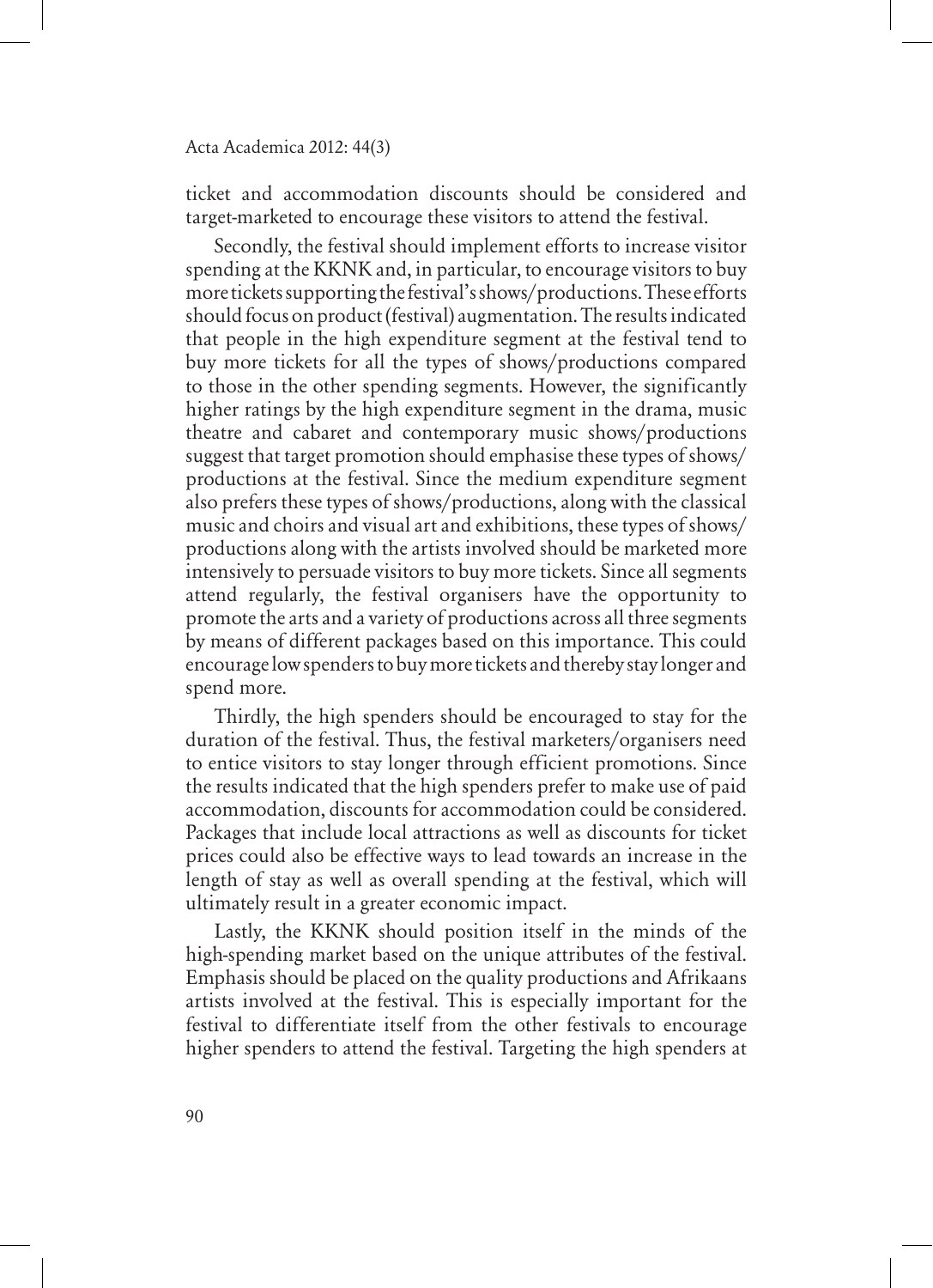ticket and accommodation discounts should be considered and target-marketed to encourage these visitors to attend the festival.

Secondly, the festival should implement efforts to increase visitor spending at the KKNK and, in particular, to encourage visitors to buy more tickets supporting the festival's shows/productions. These efforts should focus on product (festival) augmentation. The results indicated that people in the high expenditure segment at the festival tend to buy more tickets for all the types of shows/productions compared to those in the other spending segments. However, the significantly higher ratings by the high expenditure segment in the drama, music theatre and cabaret and contemporary music shows/productions suggest that target promotion should emphasise these types of shows/productions at the festival. Since the medium expenditure segment also prefers these types of shows/productions, along with the classical music and choirs and visual art and exhibitions, these types of shows/productions along with the artists involved should be marketed more intensively to persuade visitors to buy more tickets. Since all segments attend regularly, the festival organisers have the opportunity to promote the arts and a variety of productions across all three segments by means of different packages based on this importance. This could encourage low spenders to buy more tickets and thereby stay longer and spend more.

Thirdly, the high spenders should be encouraged to stay for the duration of the festival. Thus, the festival marketers/organisers need to entice visitors to stay longer through efficient promotions. Since the results indicated that the high spenders prefer to make use of paid accommodation, discounts for accommodation could be considered. Packages that include local attractions as well as discounts for ticket prices could also be effective ways to lead towards an increase in the length of stay as well as overall spending at the festival, which will ultimately result in a greater economic impact.

Lastly, the KKNK should position itself in the minds of the high-spending market based on the unique attributes of the festival. Emphasis should be placed on the quality productions and Afrikaans artists involved at the festival. This is especially important for the festival to differentiate itself from the other festivals to encourage higher spenders to attend the festival. Targeting the high spenders at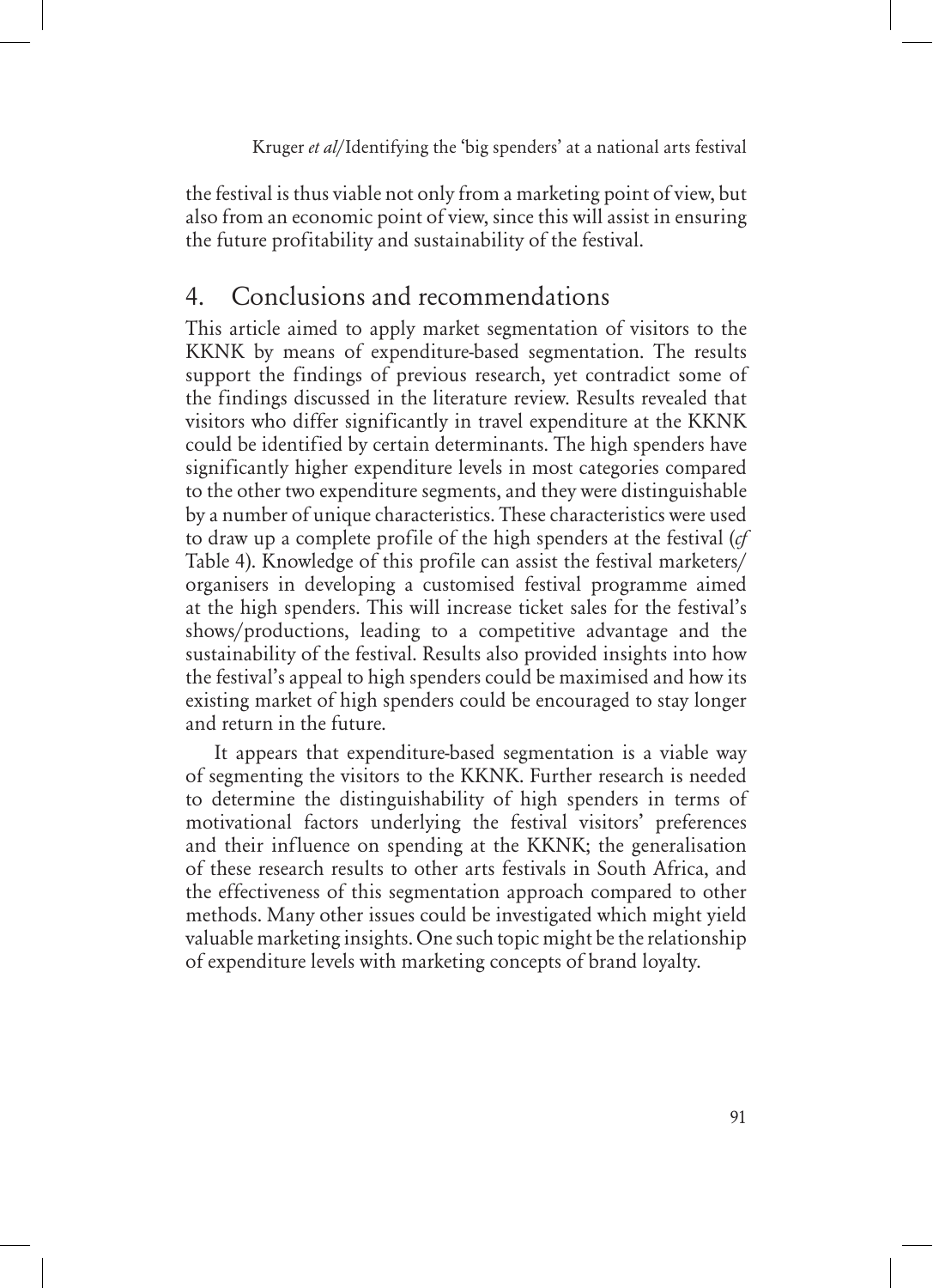the festival is thus viable not only from a marketing point of view, but also from an economic point of view, since this will assist in ensuring the future profitability and sustainability of the festival.

## 4. Conclusions and recommendations

This article aimed to apply market segmentation of visitors to the KKNK by means of expenditure-based segmentation. The results support the findings of previous research, yet contradict some of the findings discussed in the literature review. Results revealed that visitors who differ significantly in travel expenditure at the KKNK could be identified by certain determinants. The high spenders have significantly higher expenditure levels in most categories compared to the other two expenditure segments, and they were distinguishable by a number of unique characteristics. These characteristics were used to draw up a complete profile of the high spenders at the festival (*cf* Table 4). Knowledge of this profile can assist the festival marketers/organisers in developing a customised festival programme aimed at the high spenders. This will increase ticket sales for the festival's shows/productions, leading to a competitive advantage and the sustainability of the festival. Results also provided insights into how the festival's appeal to high spenders could be maximised and how its existing market of high spenders could be encouraged to stay longer and return in the future.

It appears that expenditure-based segmentation is a viable way of segmenting the visitors to the KKNK. Further research is needed to determine the distinguishability of high spenders in terms of motivational factors underlying the festival visitors' preferences and their influence on spending at the KKNK; the generalisation of these research results to other arts festivals in South Africa, and the effectiveness of this segmentation approach compared to other methods. Many other issues could be investigated which might yield valuable marketing insights. One such topic might be the relationship of expenditure levels with marketing concepts of brand loyalty.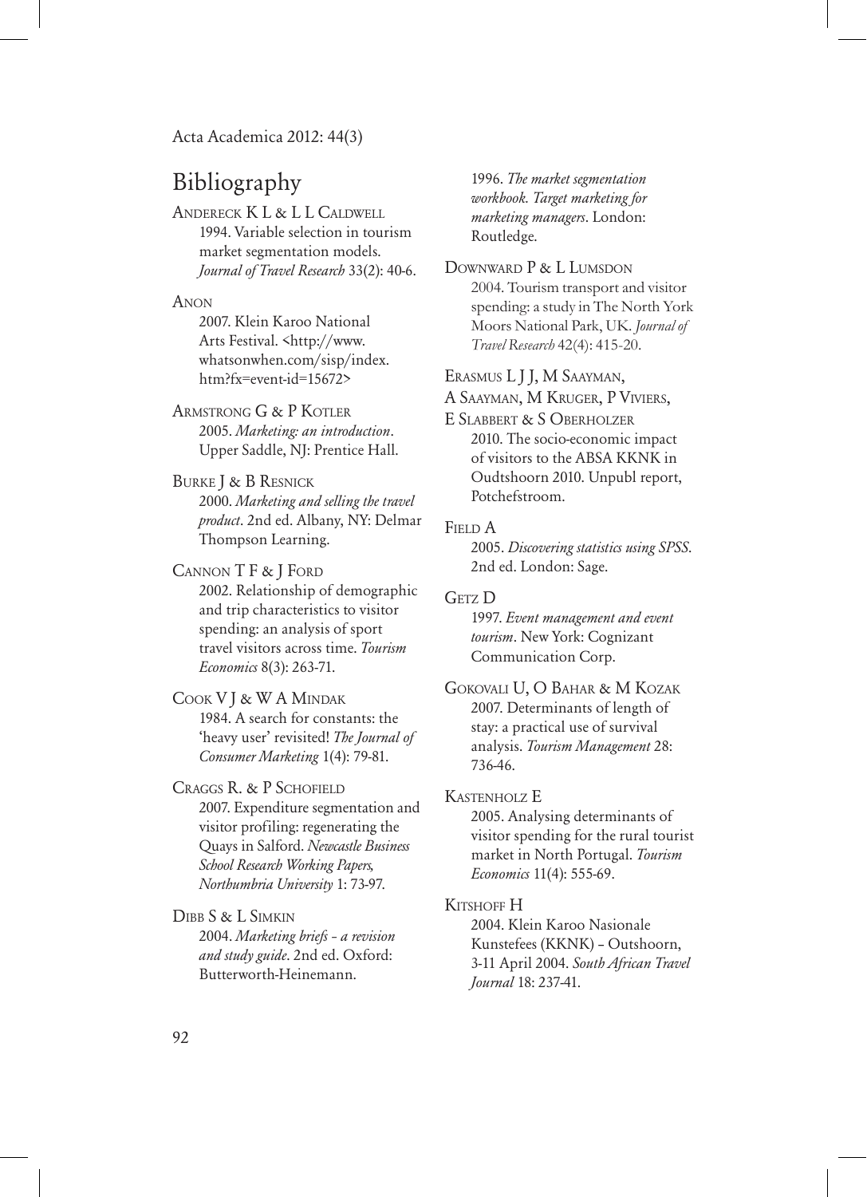## Bibliography

Andereck K L & L L Caldwell
1994. Variable selection in tourism market segmentation models. *Journal of Travel Research* 33(2): 40-6.

Anon
2007. Klein Karoo National Arts Festival. <http://www.whatsonwhen.com/sisp/index.htm?fx=event-id=15672>

Armstrong G & P Kotler
2005. *Marketing: an introduction*. Upper Saddle, NJ: Prentice Hall.

Burke J & B Resnick
2000. *Marketing and selling the travel product*. 2nd ed. Albany, NY: Delmar Thompson Learning.

Cannon T F & J Ford
2002. Relationship of demographic and trip characteristics to visitor spending: an analysis of sport travel visitors across time. *Tourism Economics* 8(3): 263-71.

Cook V J & W A Mindak
1984. A search for constants: the 'heavy user' revisited! *The Journal of Consumer Marketing* 1(4): 79-81.

Craggs R. & P Schofield
2007. Expenditure segmentation and visitor profiling: regenerating the Quays in Salford. *Newcastle Business School Research Working Papers, Northumbria University* 1: 73-97.

Dibb S & L Simkin
2004. *Marketing briefs - a revision and study guide*. 2nd ed. Oxford: Butterworth-Heinemann.

1996. *The market segmentation workbook. Target marketing for marketing managers*. London: Routledge.

Downward P & L Lumsdon
2004. Tourism transport and visitor spending: a study in The North York Moors National Park, UK. *Journal of Travel Research* 42(4): 415-20.

Erasmus L J J, M Saayman, A Saayman, M Kruger, P Viviers, E Slabbert & S Oberholzer
2010. The socio-economic impact of visitors to the ABSA KKNK in Oudtshoorn 2010. Unpubl report, Potchefstroom.

Field A
2005. *Discovering statistics using SPSS*. 2nd ed. London: Sage.

Getz D
1997. *Event management and event tourism*. New York: Cognizant Communication Corp.

Gokovali U, O Bahar & M Kozak
2007. Determinants of length of stay: a practical use of survival analysis. *Tourism Management* 28: 736-46.

Kastenholz E
2005. Analysing determinants of visitor spending for the rural tourist market in North Portugal. *Tourism Economics* 11(4): 555-69.

Kitshoff H
2004. Klein Karoo Nasionale Kunstefees (KKNK) - Outshoorn, 3-11 April 2004. *South African Travel Journal* 18: 237-41.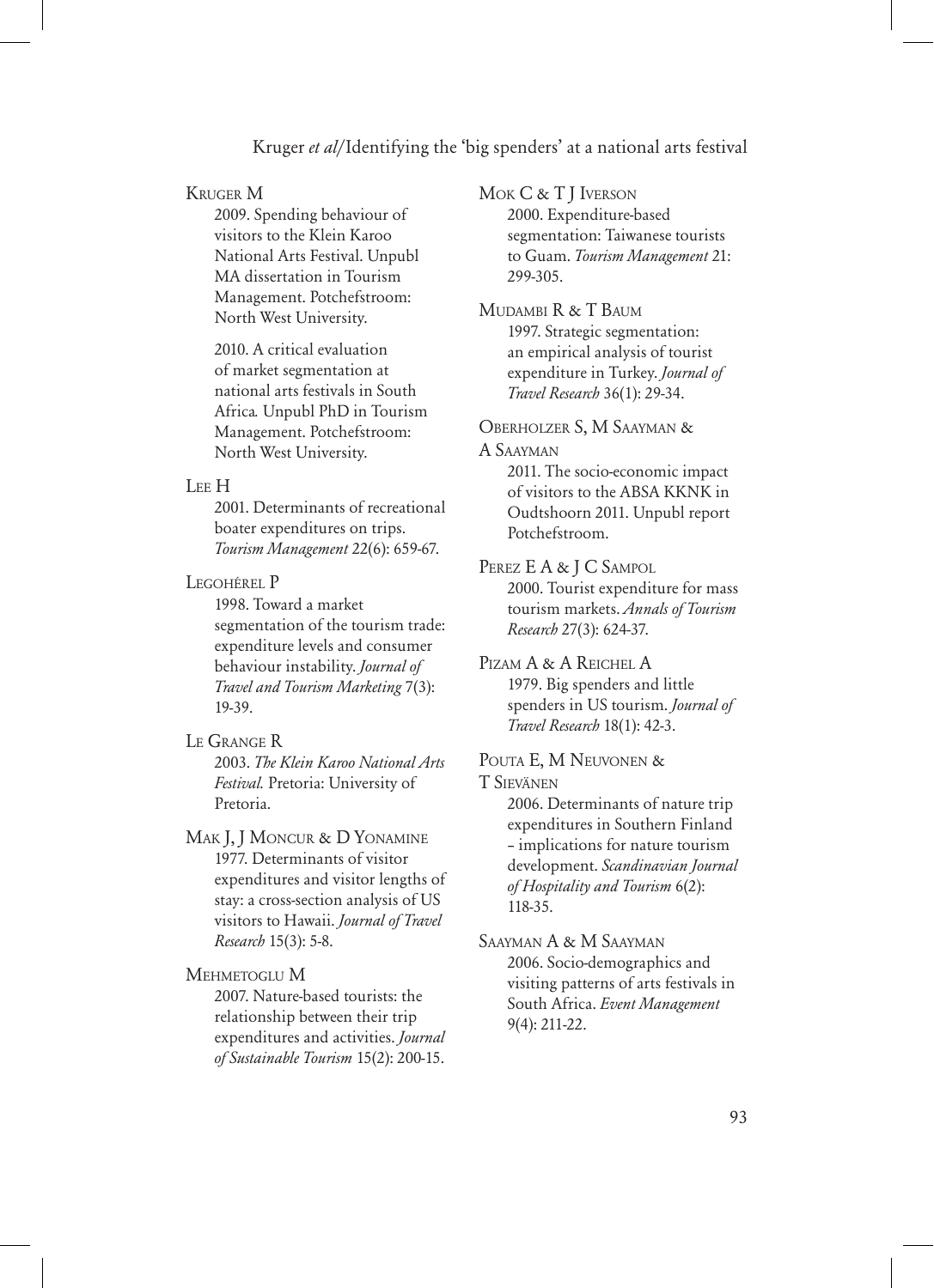Kruger M

2009. Spending behaviour of visitors to the Klein Karoo National Arts Festival. Unpubl MA dissertation in Tourism Management. Potchefstroom: North West University.

2010. A critical evaluation of market segmentation at national arts festivals in South Africa*.* Unpubl PhD in Tourism Management. Potchefstroom: North West University.

Lee H

2001. Determinants of recreational boater expenditures on trips. *Tourism Management* 22(6): 659-67.

Legohérel P

1998. Toward a market segmentation of the tourism trade: expenditure levels and consumer behaviour instability. *Journal of Travel and Tourism Marketing* 7(3): 19-39.

Le Grange R

2003. *The Klein Karoo National Arts Festival.* Pretoria: University of Pretoria.

Mak J, J Moncur & D Yonamine

1977. Determinants of visitor expenditures and visitor lengths of stay: a cross-section analysis of US visitors to Hawaii. *Journal of Travel Research* 15(3): 5-8.

Mehmetoglu M

2007. Nature-based tourists: the relationship between their trip expenditures and activities. *Journal of Sustainable Tourism* 15(2): 200-15.

Mok C & T J Iverson

2000. Expenditure-based segmentation: Taiwanese tourists to Guam. *Tourism Management* 21: 299-305.

Mudambi R & T Baum

1997. Strategic segmentation: an empirical analysis of tourist expenditure in Turkey. *Journal of Travel Research* 36(1): 29-34.

Oberholzer S, M Saayman & A Saayman

2011. The socio-economic impact of visitors to the ABSA KKNK in Oudtshoorn 2011. Unpubl report Potchefstroom.

Perez E A & J C Sampol

2000. Tourist expenditure for mass tourism markets. *Annals of Tourism Research* 27(3): 624-37.

Pizam A & A Reichel A

1979. Big spenders and little spenders in US tourism. *Journal of Travel Research* 18(1): 42-3.

Pouta E, M Neuvonen & T Sievänen

2006. Determinants of nature trip expenditures in Southern Finland – implications for nature tourism development. *Scandinavian Journal of Hospitality and Tourism* 6(2): 118-35.

Saayman A & M Saayman

2006. Socio-demographics and visiting patterns of arts festivals in South Africa. *Event Management* 9(4): 211-22.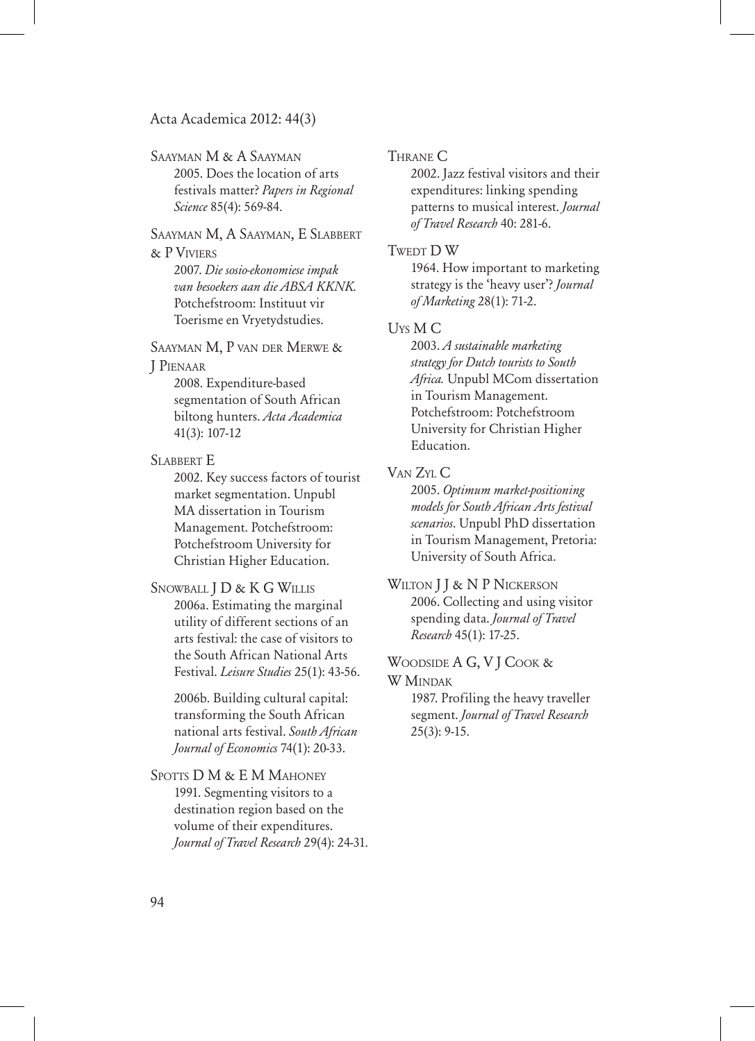Saayman M & A Saayman
2005. Does the location of arts festivals matter? *Papers in Regional Science* 85(4): 569-84.

Saayman M, A Saayman, E Slabbert & P Viviers
2007. *Die sosio-ekonomiese impak van besoekers aan die ABSA KKNK.* Potchefstroom: Instituut vir Toerisme en Vryetydstudies.

Saayman M, P van der Merwe & J Pienaar
2008. Expenditure-based segmentation of South African biltong hunters. *Acta Academica* 41(3): 107-12

Slabbert E
2002. Key success factors of tourist market segmentation. Unpubl MA dissertation in Tourism Management. Potchefstroom: Potchefstroom University for Christian Higher Education.

Snowball J D & K G Willis
2006a. Estimating the marginal utility of different sections of an arts festival: the case of visitors to the South African National Arts Festival. *Leisure Studies* 25(1): 43-56.

2006b. Building cultural capital: transforming the South African national arts festival. *South African Journal of Economics* 74(1): 20-33.

Spotts D M & E M Mahoney
1991. Segmenting visitors to a destination region based on the volume of their expenditures. *Journal of Travel Research* 29(4): 24-31.

Thrane C
2002. Jazz festival visitors and their expenditures: linking spending patterns to musical interest. *Journal of Travel Research* 40: 281-6.

Twedt D W
1964. How important to marketing strategy is the 'heavy user'? *Journal of Marketing* 28(1): 71-2.

Uys M C
2003. *A sustainable marketing strategy for Dutch tourists to South Africa.* Unpubl MCom dissertation in Tourism Management. Potchefstroom: Potchefstroom University for Christian Higher Education.

Van Zyl C
2005. *Optimum market-positioning models for South African Arts festival scenarios*. Unpubl PhD dissertation in Tourism Management, Pretoria: University of South Africa.

Wilton J J & N P Nickerson
2006. Collecting and using visitor spending data. *Journal of Travel Research* 45(1): 17-25.

Woodside A G, V J Cook & W Mindak
1987. Profiling the heavy traveller segment. *Journal of Travel Research* 25(3): 9-15.